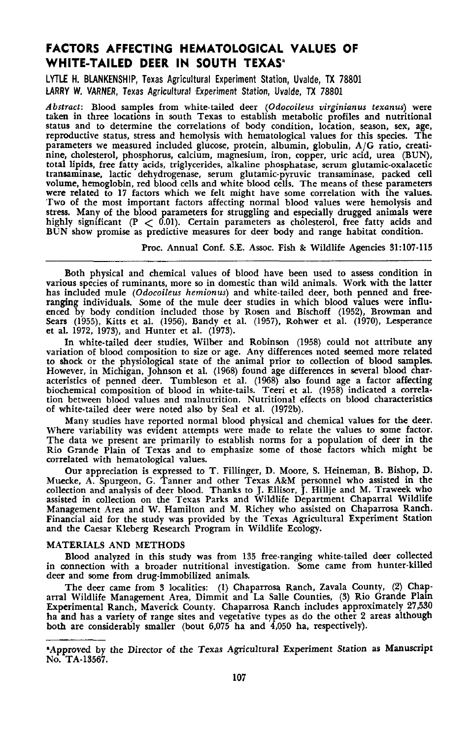# FACTORS AFFECTING HEMATOLOGICAL VALUES OF WHITE-TAILED DEER IN SOUTH TEXAS[a]

LYTLE H. BLANKENSHIP, Texas Agricultural Experiment Station, Uvalde, TX 78801

LARRY W. VARNER, Texas Agricultural Experiment Station, Uvalde, TX 78801

*Abstract*: Blood samples from white-tailed deer (*Odocoileus virginianus texanus*) were taken in three locations in south Texas to establish metabolic profiles and nutritional status and to determine the correlations of body condition, location, season, sex, age, reproductive status, stress and hemolysis with hematological values for this species. The parameters we measured included glucose, protein, albumin, globulin, A/G ratio, creatinine, cholesterol, phosphorus, calcium, magnesium, iron, copper, uric acid, urea (BUN), total lipids, free fatty acids, triglycerides, alkaline phosphatase, serum glutamic-oxalacetic transaminase, lactic dehydrogenase, serum glutamic-pyruvic transaminase, packed cell volume, hemoglobin, red blood cells and white blood cells. The means of these parameters were related to 17 factors which we felt might have some correlation with the values. Two of the most important factors affecting normal blood values were hemolysis and stress. Many of the blood parameters for struggling and especially drugged animals were highly significant ($P < 0.01$). Certain parameters as cholesterol, free fatty acids and BUN show promise as predictive measures for deer body and range habitat condition.

Proc. Annual Conf. S.E. Assoc. Fish & Wildlife Agencies 31:107-115

Both physical and chemical values of blood have been used to assess condition in various species of ruminants, more so in domestic than wild animals. Work with the latter has included mule (*Odocoileus hemionus*) and white-tailed deer, both penned and free-ranging individuals. Some of the mule deer studies in which blood values were influenced by body condition included those by Rosen and Bischoff (1952), Browman and Sears (1955), Kitts et al. (1956), Bandy et al. (1957), Rohwer et al. (1970), Lesperance et al. 1972, 1973), and Hunter et al. (1973).

In white-tailed deer studies, Wilber and Robinson (1958) could not attribute any variation of blood composition to size or age. Any differences noted seemed more related to shock or the physiological state of the animal prior to collection of blood samples. However, in Michigan, Johnson et al. (1968) found age differences in several blood characteristics of penned deer. Tumbleson et al. (1968) also found age a factor affecting biochemical composition of blood in white-tails. Teeri et al. (1958) indicated a correlation between blood values and malnutrition. Nutritional effects on blood characteristics of white-tailed deer were noted also by Seal et al. (1972b).

Many studies have reported normal blood physical and chemical values for the deer. Where variability was evident attempts were made to relate the values to some factor. The data we present are primarily to establish norms for a population of deer in the Rio Grande Plain of Texas and to emphasize some of those factors which might be correlated with hematological values.

Our appreciation is expressed to T. Fillinger, D. Moore, S. Heineman, B. Bishop, D. Muecke, A. Spurgeon, G. Tanner and other Texas A&M personnel who assisted in the collection and analysis of deer blood. Thanks to J. Ellisor, J. Hillje and M. Traweek who assisted in collection on the Texas Parks and Wildlife Department Chaparral Wildlife Management Area and W. Hamilton and M. Richey who assisted on Chaparrosa Ranch. Financial aid for the study was provided by the Texas Agricultural Experiment Station and the Caesar Kleberg Research Program in Wildlife Ecology.

## MATERIALS AND METHODS

Blood analyzed in this study was from 135 free-ranging white-tailed deer collected in connection with a broader nutritional investigation. Some came from hunter-killed deer and some from drug-immobilized animals.

The deer came from 3 localities: (1) Chaparrosa Ranch, Zavala County, (2) Chaparral Wildlife Management Area, Dimmit and La Salle Counties, (3) Rio Grande Plain Experimental Ranch, Maverick County. Chaparrosa Ranch includes approximately 27,530 ha and has a variety of range sites and vegetative types as do the other 2 areas although both are considerably smaller (bout 6,075 ha and 4,050 ha, respectively).

---

[a]Approved by the Director of the Texas Agricultural Experiment Station as Manuscript No. TA-13567.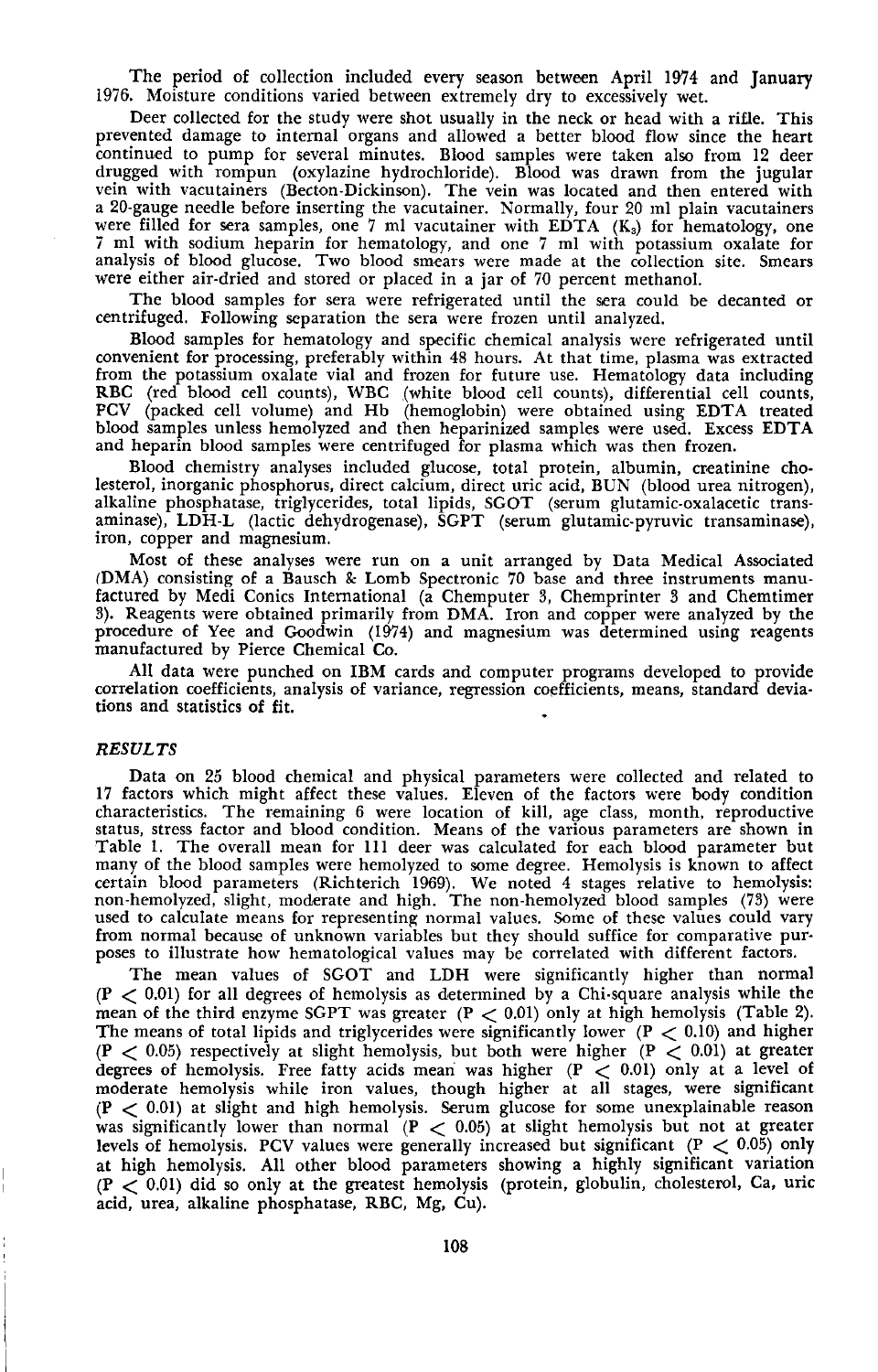The period of collection included every season between April 1974 and January 1976. Moisture conditions varied between extremely dry to excessively wet.

Deer collected for the study were shot usually in the neck or head with a rifle. This prevented damage to internal organs and allowed a better blood flow since the heart continued to pump for several minutes. Blood samples were taken also from 12 deer drugged with rompun (oxylazine hydrochloride). Blood was drawn from the jugular vein with vacutainers (Becton-Dickinson). The vein was located and then entered with a 20-gauge needle before inserting the vacutainer. Normally, four 20 ml plain vacutainers were filled for sera samples, one 7 ml vacutainer with EDTA ($K_3$) for hematology, one 7 ml with sodium heparin for hematology, and one 7 ml with potassium oxalate for analysis of blood glucose. Two blood smears were made at the collection site. Smears were either air-dried and stored or placed in a jar of 70 percent methanol.

The blood samples for sera were refrigerated until the sera could be decanted or centrifuged. Following separation the sera were frozen until analyzed.

Blood samples for hematology and specific chemical analysis were refrigerated until convenient for processing, preferably within 48 hours. At that time, plasma was extracted from the potassium oxalate vial and frozen for future use. Hematology data including RBC (red blood cell counts), WBC (white blood cell counts), differential cell counts, PCV (packed cell volume) and Hb (hemoglobin) were obtained using EDTA treated blood samples unless hemolyzed and then heparinized samples were used. Excess EDTA and heparin blood samples were centrifuged for plasma which was then frozen.

Blood chemistry analyses included glucose, total protein, albumin, creatinine cholesterol, inorganic phosphorus, direct calcium, direct uric acid, BUN (blood urea nitrogen), alkaline phosphatase, triglycerides, total lipids, SGOT (serum glutamic-oxalacetic transaminase), LDH-L (lactic dehydrogenase), SGPT (serum glutamic-pyruvic transaminase), iron, copper and magnesium.

Most of these analyses were run on a unit arranged by Data Medical Associated (DMA) consisting of a Bausch & Lomb Spectronic 70 base and three instruments manufactured by Medi Conics International (a Chemputer 3, Chemprinter 3 and Chemtimer 3). Reagents were obtained primarily from DMA. Iron and copper were analyzed by the procedure of Yee and Goodwin (1974) and magnesium was determined using reagents manufactured by Pierce Chemical Co.

All data were punched on IBM cards and computer programs developed to provide correlation coefficients, analysis of variance, regression coefficients, means, standard deviations and statistics of fit.

### *RESULTS*

Data on 25 blood chemical and physical parameters were collected and related to 17 factors which might affect these values. Eleven of the factors were body condition characteristics. The remaining 6 were location of kill, age class, month, reproductive status, stress factor and blood condition. Means of the various parameters are shown in Table 1. The overall mean for 111 deer was calculated for each blood parameter but many of the blood samples were hemolyzed to some degree. Hemolysis is known to affect certain blood parameters (Richterich 1969). We noted 4 stages relative to hemolysis: non-hemolyzed, slight, moderate and high. The non-hemolyzed blood samples (73) were used to calculate means for representing normal values. Some of these values could vary from normal because of unknown variables but they should suffice for comparative purposes to illustrate how hematological values may be correlated with different factors.

The mean values of SGOT and LDH were significantly higher than normal ($P < 0.01$) for all degrees of hemolysis as determined by a Chi-square analysis while the mean of the third enzyme SGPT was greater ($P < 0.01$) only at high hemolysis (Table 2). The means of total lipids and triglycerides were significantly lower ($P < 0.10$) and higher ($P < 0.05$) respectively at slight hemolysis, but both were higher ($P < 0.01$) at greater degrees of hemolysis. Free fatty acids mean was higher ($P < 0.01$) only at a level of moderate hemolysis while iron values, though higher at all stages, were significant ($P < 0.01$) at slight and high hemolysis. Serum glucose for some unexplainable reason was significantly lower than normal ($P < 0.05$) at slight hemolysis but not at greater levels of hemolysis. PCV values were generally increased but significant ($P < 0.05$) only at high hemolysis. All other blood parameters showing a highly significant variation ($P < 0.01$) did so only at the greatest hemolysis (protein, globulin, cholesterol, Ca, uric acid, urea, alkaline phosphatase, RBC, Mg, Cu).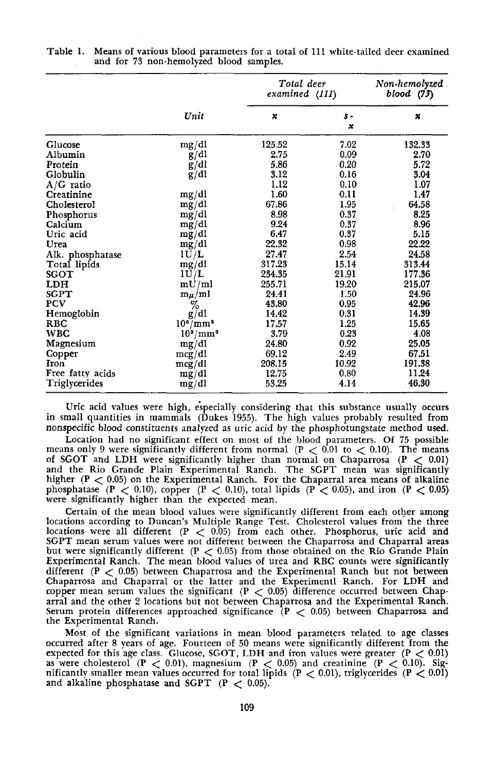Table 1. Means of various blood parameters for a total of 111 white-tailed deer examined and for 73 non-hemolyzed blood samples.

| | Unit | *Total deer examined (111)* | | *Non-hemolyzed blood (73)* |
|---|---|---|---|---|
| | | $\bar{x}$ | $s_{\bar{x}}$ | $\bar{x}$ |
| Glucose | mg/dl | 125.52 | 7.02 | 132.33 |
| Albumin | g/dl | 2.75 | 0.09 | 2.70 |
| Protein | g/dl | 5.86 | 0.20 | 5.72 |
| Globulin | g/dl | 3.12 | 0.16 | 3.04 |
| A/G ratio | | 1.12 | 0.10 | 1.07 |
| Creatinine | mg/dl | 1.60 | 0.11 | 1.47 |
| Cholesterol | mg/dl | 67.86 | 1.95 | 64.58 |
| Phosphorus | mg/dl | 8.98 | 0.37 | 8.25 |
| Calcium | mg/dl | 9.24 | 0.37 | 8.96 |
| Uric acid | mg/dl | 6.47 | 0.37 | 5.15 |
| Urea | mg/dl | 22.32 | 0.98 | 22.22 |
| Alk. phosphatase | IU/L | 27.47 | 2.54 | 24.58 |
| Total lipids | mg/dl | 317.23 | 15.14 | 313.44 |
| SGOT | IU/L | 234.35 | 21.91 | 177.36 |
| LDH | mU/ml | 255.71 | 19.20 | 215.07 |
| SGPT | mμ/ml | 24.41 | 1.50 | 24.96 |
| PCV | % | 43.80 | 0.95 | 42.96 |
| Hemoglobin | g/dl | 14.42 | 0.31 | 14.39 |
| RBC | $10^6$/mm$^3$ | 17.57 | 1.25 | 15.65 |
| WBC | $10^3$/mm$^3$ | 3.79 | 0.23 | 4.08 |
| Magnesium | mg/dl | 24.80 | 0.92 | 25.05 |
| Copper | mcg/dl | 69.12 | 2.49 | 67.51 |
| Iron | mcg/dl | 208.15 | 10.92 | 191.38 |
| Free fatty acids | mg/dl | 12.75 | 0.80 | 11.24 |
| Triglycerides | mg/dl | 53.25 | 4.14 | 46.30 |

Uric acid values were high, especially considering that this substance usually occurs in small quantities in mammals (Dukes 1955). The high values probably resulted from nonspecific blood constituents analyzed as uric acid by the phosphotungstate method used.

Location had no significant effect on most of the blood parameters. Of 75 possible means only 9 were significantly different from normal ($P < 0.01$ to $< 0.10$). The means of SGOT and LDH were significantly higher than normal on Chaparrosa ($P < 0.01$) and the Rio Grande Plain Experimental Ranch. The SGPT mean was significantly higher ($P < 0.05$) on the Experimental Ranch. For the Chaparral area means of alkaline phosphatase ($P < 0.10$), copper ($P < 0.10$), total lipids ($P < 0.05$), and iron ($P < 0.05$) were significantly higher than the expected mean.

Certain of the mean blood values were significantly different from each other among locations according to Duncan's Multiple Range Test. Cholesterol values from the three locations were all different ($P < 0.05$) from each other. Phosphorus, uric acid and SGPT mean serum values were not different between the Chaparrosa and Chaparral areas but were significantly different ($P < 0.05$) from those obtained on the Rio Grande Plain Experimental Ranch. The mean blood values of urea and RBC counts were significantly different ($P < 0.05$) between Chaparrosa and the Experimental Ranch but not between Chaparrosa and Chaparral or the latter and the Experimentl Ranch. For LDH and copper mean serum values the significant ($P < 0.05$) difference occurred between Chaparral and the other 2 locations but not between Chaparrosa and the Experimental Ranch. Serum protein differences approached significance ($P < 0.05$) between Chaparrosa and the Experimental Ranch.

Most of the significant variations in mean blood parameters related to age classes occurred after 8 years of age. Fourteen of 50 means were significantly different from the expected for this age class. Glucose, SGOT, LDH and iron values were greater ($P < 0.01$) as were cholesterol ($P < 0.01$), magnesium ($P < 0.05$) and creatinine ($P < 0.10$). Significantly smaller mean values occurred for total lipids ($P < 0.01$), triglycerides ($P < 0.01$) and alkaline phosphatase and SGPT ($P < 0.05$).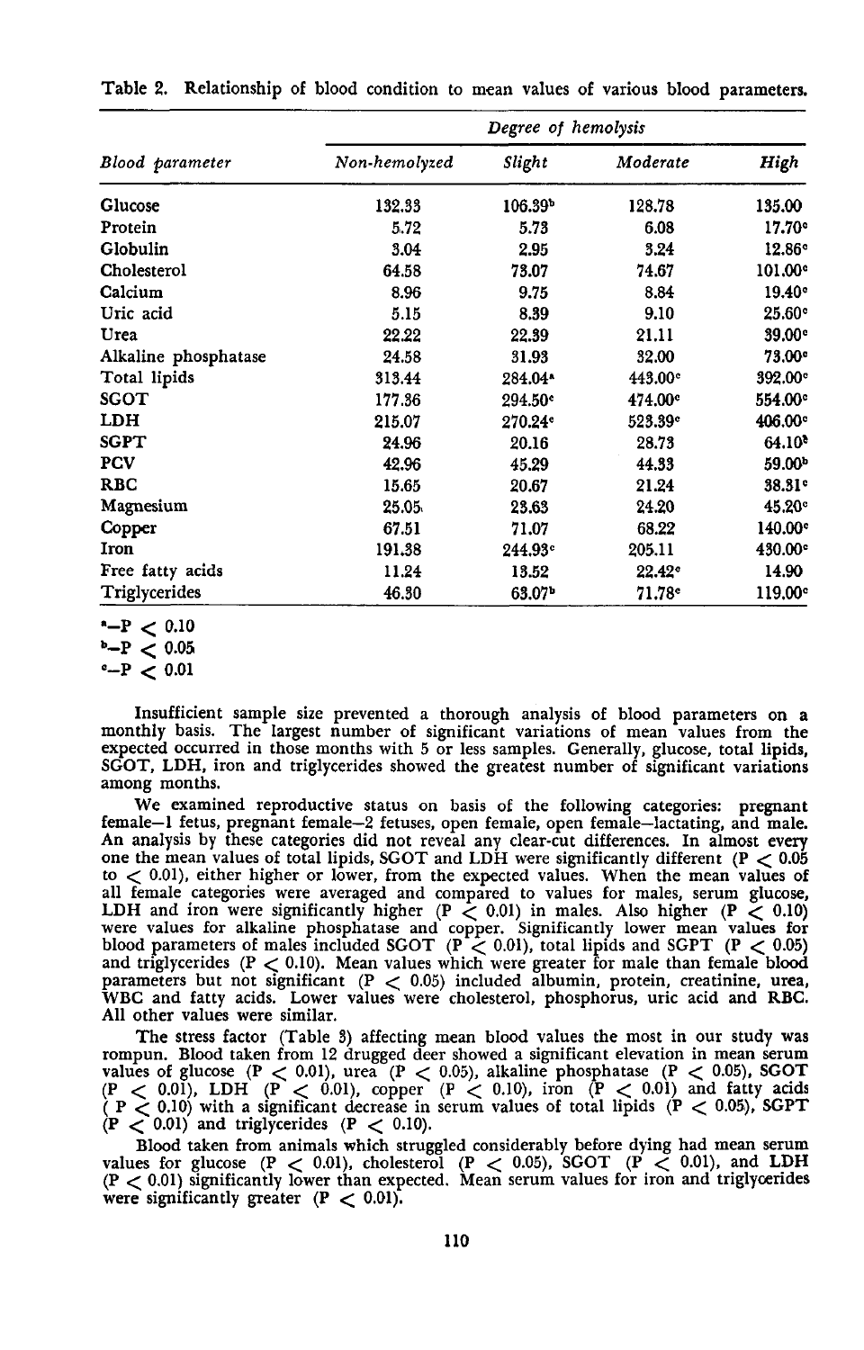Table 2. Relationship of blood condition to mean values of various blood parameters.

| Blood parameter | Degree of hemolysis | | | |
|---|---|---|---|---|
| | Non-hemolyzed | Slight | Moderate | High |
| Glucose | 132.33 | 106.39[b] | 128.78 | 135.00 |
| Protein | 5.72 | 5.73 | 6.08 | 17.70[c] |
| Globulin | 3.04 | 2.95 | 3.24 | 12.86[c] |
| Cholesterol | 64.58 | 73.07 | 74.67 | 101.00[c] |
| Calcium | 8.96 | 9.75 | 8.84 | 19.40[c] |
| Uric acid | 5.15 | 8.39 | 9.10 | 25.60[c] |
| Urea | 22.22 | 22.39 | 21.11 | 39.00[c] |
| Alkaline phosphatase | 24.58 | 31.93 | 32.00 | 73.00[c] |
| Total lipids | 313.44 | 284.04[a] | 443.00[c] | 392.00[c] |
| SGOT | 177.36 | 294.50[c] | 474.00[c] | 554.00[c] |
| LDH | 215.07 | 270.24[c] | 523.39[c] | 406.00[c] |
| SGPT | 24.96 | 20.16 | 28.73 | 64.10[b] |
| PCV | 42.96 | 45.29 | 44.33 | 59.00[b] |
| RBC | 15.65 | 20.67 | 21.24 | 38.31[c] |
| Magnesium | 25.05 | 23.63 | 24.20 | 45.20[c] |
| Copper | 67.51 | 71.07 | 68.22 | 140.00[c] |
| Iron | 191.38 | 244.93[c] | 205.11 | 430.00[c] |
| Free fatty acids | 11.24 | 13.52 | 22.42[c] | 14.90 |
| Triglycerides | 46.30 | 63.07[b] | 71.78[c] | 119.00[c] |

[a]—$P < 0.10$
[b]—$P < 0.05$
[c]—$P < 0.01$

Insufficient sample size prevented a thorough analysis of blood parameters on a monthly basis. The largest number of significant variations of mean values from the expected occurred in those months with 5 or less samples. Generally, glucose, total lipids, SGOT, LDH, iron and triglycerides showed the greatest number of significant variations among months.

We examined reproductive status on basis of the following categories: pregnant female—1 fetus, pregnant female—2 fetuses, open female, open female—lactating, and male. An analysis by these categories did not reveal any clear-cut differences. In almost every one the mean values of total lipids, SGOT and LDH were significantly different ($P < 0.05$ to $< 0.01$), either higher or lower, from the expected values. When the mean values of all female categories were averaged and compared to values for males, serum glucose, LDH and iron were significantly higher ($P < 0.01$) in males. Also higher ($P < 0.10$) were values for alkaline phosphatase and copper. Significantly lower mean values for blood parameters of males included SGOT ($P < 0.01$), total lipids and SGPT ($P < 0.05$) and triglycerides ($P < 0.10$). Mean values which were greater for male than female blood parameters but not significant ($P < 0.05$) included albumin, protein, creatinine, urea, WBC and fatty acids. Lower values were cholesterol, phosphorus, uric acid and RBC. All other values were similar.

The stress factor (Table 3) affecting mean blood values the most in our study was rompun. Blood taken from 12 drugged deer showed a significant elevation in mean serum values of glucose ($P < 0.01$), urea ($P < 0.05$), alkaline phosphatase ($P < 0.05$), SGOT ($P < 0.01$), LDH ($P < 0.01$), copper ($P < 0.10$), iron ($P < 0.01$) and fatty acids ($P < 0.10$) with a significant decrease in serum values of total lipids ($P < 0.05$), SGPT ($P < 0.01$) and triglycerides ($P < 0.10$).

Blood taken from animals which struggled considerably before dying had mean serum values for glucose ($P < 0.01$), cholesterol ($P < 0.05$), SGOT ($P < 0.01$), and LDH ($P < 0.01$) significantly lower than expected. Mean serum values for iron and triglycerides were significantly greater ($P < 0.01$).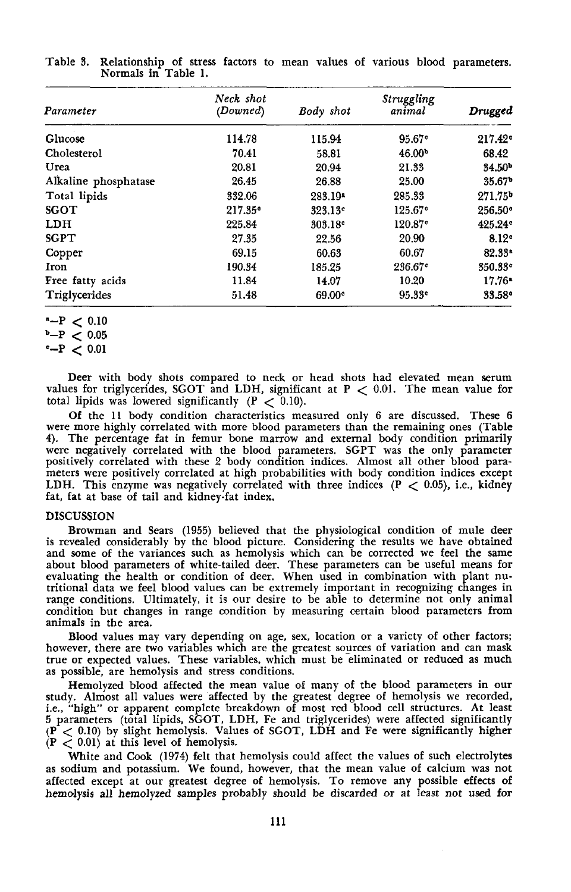Table 3. Relationship of stress factors to mean values of various blood parameters. Normals in Table 1.

| Parameter | *Neck shot (Downed)* | *Body shot* | *Struggling animal* | *Drugged* |
|---|---|---|---|---|
| Glucose | 114.78 | 115.94 | 95.67[c] | 217.42[c] |
| Cholesterol | 70.41 | 58.81 | 46.00[b] | 68.42 |
| Urea | 20.81 | 20.94 | 21.33 | 34.50[b] |
| Alkaline phosphatase | 26.45 | 26.88 | 25.00 | 35.67[b] |
| Total lipids | 332.06 | 283.19[a] | 285.33 | 271.75[b] |
| SGOT | 217.35[c] | 323.13[c] | 125.67[c] | 256.50[c] |
| LDH | 225.84 | 303.18[c] | 120.87[c] | 425.24[c] |
| SGPT | 27.35 | 22.56 | 20.90 | 8.12[c] |
| Copper | 69.15 | 60.63 | 60.67 | 82.33[a] |
| Iron | 190.34 | 185.25 | 236.67[c] | 350.33[c] |
| Free fatty acids | 11.84 | 14.07 | 10.20 | 17.76[a] |
| Triglycerides | 51.48 | 69.00[c] | 95.33[c] | 33.58[c] |

[a]—$P < 0.10$
[b]—$P < 0.05$
[c]—$P < 0.01$

Deer with body shots compared to neck or head shots had elevated mean serum values for triglycerides, SGOT and LDH, significant at $P < 0.01$. The mean value for total lipids was lowered significantly ($P < 0.10$).

Of the 11 body condition characteristics measured only 6 are discussed. These 6 were more highly correlated with more blood parameters than the remaining ones (Table 4). The percentage fat in femur bone marrow and external body condition primarily were negatively correlated with the blood parameters. SGPT was the only parameter positively correlated with these 2 body condition indices. Almost all other blood parameters were positively correlated at high probabilities with body condition indices except LDH. This enzyme was negatively correlated with three indices ($P < 0.05$), i.e., kidney fat, fat at base of tail and kidney-fat index.

## DISCUSSION

Browman and Sears (1955) believed that the physiological condition of mule deer is revealed considerably by the blood picture. Considering the results we have obtained and some of the variances such as hemolysis which can be corrected we feel the same about blood parameters of white-tailed deer. These parameters can be useful means for evaluating the health or condition of deer. When used in combination with plant nutritional data we feel blood values can be extremely important in recognizing changes in range conditions. Ultimately, it is our desire to be able to determine not only animal condition but changes in range condition by measuring certain blood parameters from animals in the area.

Blood values may vary depending on age, sex, location or a variety of other factors; however, there are two variables which are the greatest sources of variation and can mask true or expected values. These variables, which must be eliminated or reduced as much as possible, are hemolysis and stress conditions.

Hemolyzed blood affected the mean value of many of the blood parameters in our study. Almost all values were affected by the greatest degree of hemolysis we recorded, i.e., "high" or apparent complete breakdown of most red blood cell structures. At least 5 parameters (total lipids, SGOT, LDH, Fe and triglycerides) were affected significantly ($P < 0.10$) by slight hemolysis. Values of SGOT, LDH and Fe were significantly higher ($P < 0.01$) at this level of hemolysis.

White and Cook (1974) felt that hemolysis could affect the values of such electrolytes as sodium and potassium. We found, however, that the mean value of calcium was not affected except at our greatest degree of hemolysis. To remove any possible effects of hemolysis all hemolyzed samples probably should be discarded or at least not used for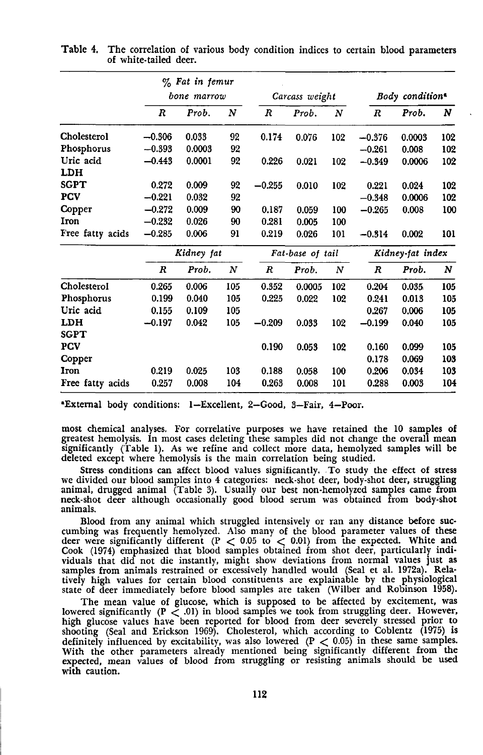Table 4. The correlation of various body condition indices to certain blood parameters of white-tailed deer.

| | % Fat in femur bone marrow | | | Carcass weight | | | Body condition[a] | | |
|---|---|---|---|---|---|---|---|---|---|
| | R | Prob. | N | R | Prob. | N | R | Prob. | N |
| Cholesterol | −0.306 | 0.033 | 92 | 0.174 | 0.076 | 102 | −0.376 | 0.0003 | 102 |
| Phosphorus | −0.393 | 0.0003 | 92 | | | | −0.261 | 0.008 | 102 |
| Uric acid | −0.443 | 0.0001 | 92 | 0.226 | 0.021 | 102 | −0.349 | 0.0006 | 102 |
| LDH | | | | | | | | | |
| SGPT | 0.272 | 0.009 | 92 | −0.255 | 0.010 | 102 | 0.221 | 0.024 | 102 |
| PCV | −0.221 | 0.032 | 92 | | | | −0.348 | 0.0006 | 102 |
| Copper | −0.272 | 0.009 | 90 | 0.187 | 0.059 | 100 | −0.265 | 0.008 | 100 |
| Iron | −0.232 | 0.026 | 90 | 0.281 | 0.005 | 100 | | | |
| Free fatty acids | −0.285 | 0.006 | 91 | 0.219 | 0.026 | 101 | −0.314 | 0.002 | 101 |
| | Kidney fat | | | Fat-base of tail | | | Kidney-fat index | | |
| | R | Prob. | N | R | Prob. | N | R | Prob. | N |
| Cholesterol | 0.265 | 0.006 | 105 | 0.352 | 0.0005 | 102 | 0.204 | 0.035 | 105 |
| Phosphorus | 0.199 | 0.040 | 105 | 0.225 | 0.022 | 102 | 0.241 | 0.013 | 105 |
| Uric acid | 0.155 | 0.109 | 105 | | | | 0.267 | 0.006 | 105 |
| LDH | −0.197 | 0.042 | 105 | −0.209 | 0.033 | 102 | −0.199 | 0.040 | 105 |
| SGPT | | | | | | | | | |
| PCV | | | | 0.190 | 0.053 | 102 | 0.160 | 0.099 | 105 |
| Copper | | | | | | | 0.178 | 0.069 | 103 |
| Iron | 0.219 | 0.025 | 103 | 0.188 | 0.058 | 100 | 0.206 | 0.034 | 103 |
| Free fatty acids | 0.257 | 0.008 | 104 | 0.263 | 0.008 | 101 | 0.288 | 0.003 | 104 |

[a]External body conditions: 1—Excellent, 2—Good, 3—Fair, 4—Poor.

most chemical analyses. For correlative purposes we have retained the 10 samples of greatest hemolysis. In most cases deleting these samples did not change the overall mean significantly (Table 1). As we refine and collect more data, hemolyzed samples will be deleted except where hemolysis is the main correlation being studied.

Stress conditions can affect blood values significantly. To study the effect of stress we divided our blood samples into 4 categories: neck-shot deer, body-shot deer, struggling animal, drugged animal (Table 3). Usually our best non-hemolyzed samples came from neck-shot deer although occasionally good blood serum was obtained from body-shot animals.

Blood from any animal which struggled intensively or ran any distance before succumbing was frequently hemolyzed. Also many of the blood parameter values of these deer were significantly different ($P < 0.05$ to $< 0.01$) from the expected. White and Cook (1974) emphasized that blood samples obtained from shot deer, particularly individuals that did not die instantly, might show deviations from normal values just as samples from animals restrained or excessively handled would (Seal et al. 1972a). Relatively high values for certain blood constituents are explainable by the physiological state of deer immediately before blood samples are taken (Wilber and Robinson 1958).

The mean value of glucose, which is supposed to be affected by excitement, was lowered significantly ($P < .01$) in blood samples we took from struggling deer. However, high glucose values have been reported for blood from deer severely stressed prior to shooting (Seal and Erickson 1969). Cholesterol, which according to Coblentz (1975) is definitely influenced by excitability, was also lowered ($P < 0.05$) in these same samples. With the other parameters already mentioned being significantly different from the expected, mean values of blood from struggling or resisting animals should be used with caution.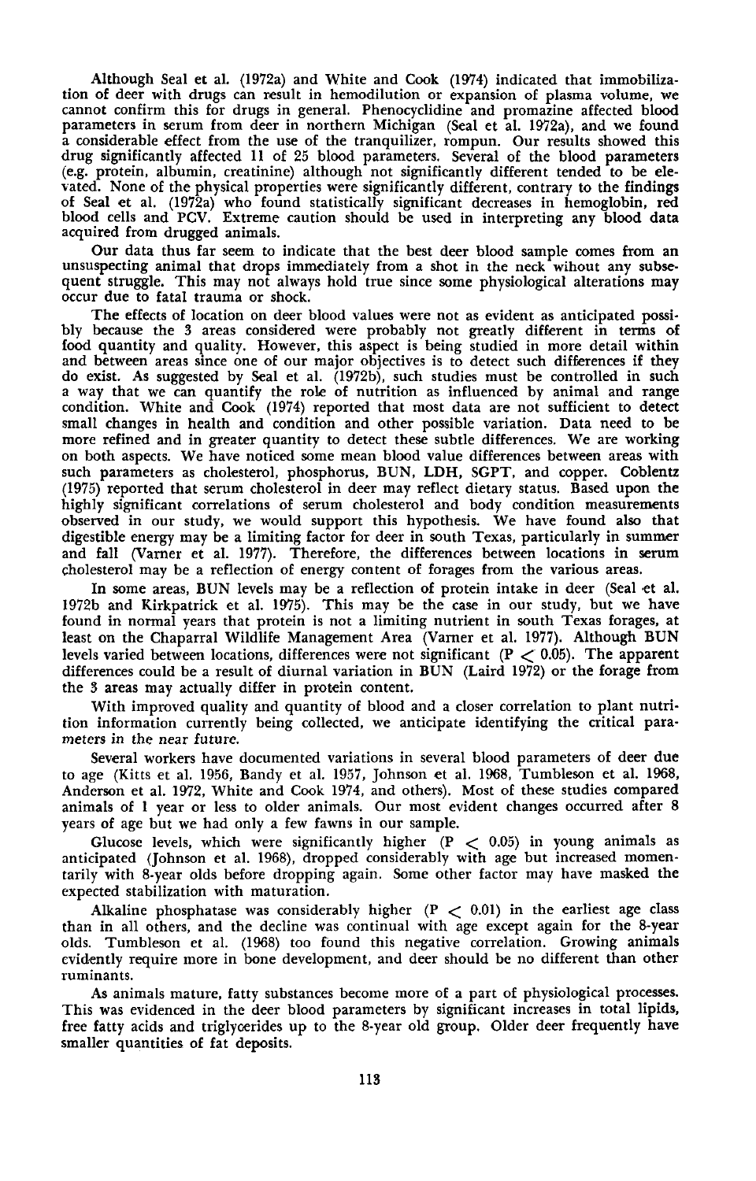Although Seal et al. (1972a) and White and Cook (1974) indicated that immobilization of deer with drugs can result in hemodilution or expansion of plasma volume, we cannot confirm this for drugs in general. Phenocyclidine and promazine affected blood parameters in serum from deer in northern Michigan (Seal et al. 1972a), and we found a considerable effect from the use of the tranquilizer, rompun. Our results showed this drug significantly affected 11 of 25 blood parameters. Several of the blood parameters (e.g. protein, albumin, creatinine) although not significantly different tended to be elevated. None of the physical properties were significantly different, contrary to the findings of Seal et al. (1972a) who found statistically significant decreases in hemoglobin, red blood cells and PCV. Extreme caution should be used in interpreting any blood data acquired from drugged animals.

Our data thus far seem to indicate that the best deer blood sample comes from an unsuspecting animal that drops immediately from a shot in the neck wihout any subsequent struggle. This may not always hold true since some physiological alterations may occur due to fatal trauma or shock.

The effects of location on deer blood values were not as evident as anticipated possibly because the 3 areas considered were probably not greatly different in terms of food quantity and quality. However, this aspect is being studied in more detail within and between areas since one of our major objectives is to detect such differences if they do exist. As suggested by Seal et al. (1972b), such studies must be controlled in such a way that we can quantify the role of nutrition as influenced by animal and range condition. White and Cook (1974) reported that most data are not sufficient to detect small changes in health and condition and other possible variation. Data need to be more refined and in greater quantity to detect these subtle differences. We are working on both aspects. We have noticed some mean blood value differences between areas with such parameters as cholesterol, phosphorus, BUN, LDH, SGPT, and copper. Coblentz (1975) reported that serum cholesterol in deer may reflect dietary status. Based upon the highly significant correlations of serum cholesterol and body condition measurements observed in our study, we would support this hypothesis. We have found also that digestible energy may be a limiting factor for deer in south Texas, particularly in summer and fall (Varner et al. 1977). Therefore, the differences between locations in serum cholesterol may be a reflection of energy content of forages from the various areas.

In some areas, BUN levels may be a reflection of protein intake in deer (Seal et al. 1972b and Kirkpatrick et al. 1975). This may be the case in our study, but we have found in normal years that protein is not a limiting nutrient in south Texas forages, at least on the Chaparral Wildlife Management Area (Varner et al. 1977). Although BUN levels varied between locations, differences were not significant ($P < 0.05$). The apparent differences could be a result of diurnal variation in BUN (Laird 1972) or the forage from the 3 areas may actually differ in protein content.

With improved quality and quantity of blood and a closer correlation to plant nutrition information currently being collected, we anticipate identifying the critical parameters in the near future.

Several workers have documented variations in several blood parameters of deer due to age (Kitts et al. 1956, Bandy et al. 1957, Johnson et al. 1968, Tumbleson et al. 1968, Anderson et al. 1972, White and Cook 1974, and others). Most of these studies compared animals of 1 year or less to older animals. Our most evident changes occurred after 8 years of age but we had only a few fawns in our sample.

Glucose levels, which were significantly higher ($P < 0.05$) in young animals as anticipated (Johnson et al. 1968), dropped considerably with age but increased momentarily with 8-year olds before dropping again. Some other factor may have masked the expected stabilization with maturation.

Alkaline phosphatase was considerably higher ($P < 0.01$) in the earliest age class than in all others, and the decline was continual with age except again for the 8-year olds. Tumbleson et al. (1968) too found this negative correlation. Growing animals evidently require more in bone development, and deer should be no different than other ruminants.

As animals mature, fatty substances become more of a part of physiological processes. This was evidenced in the deer blood parameters by significant increases in total lipids, free fatty acids and triglycerides up to the 8-year old group. Older deer frequently have smaller quantities of fat deposits.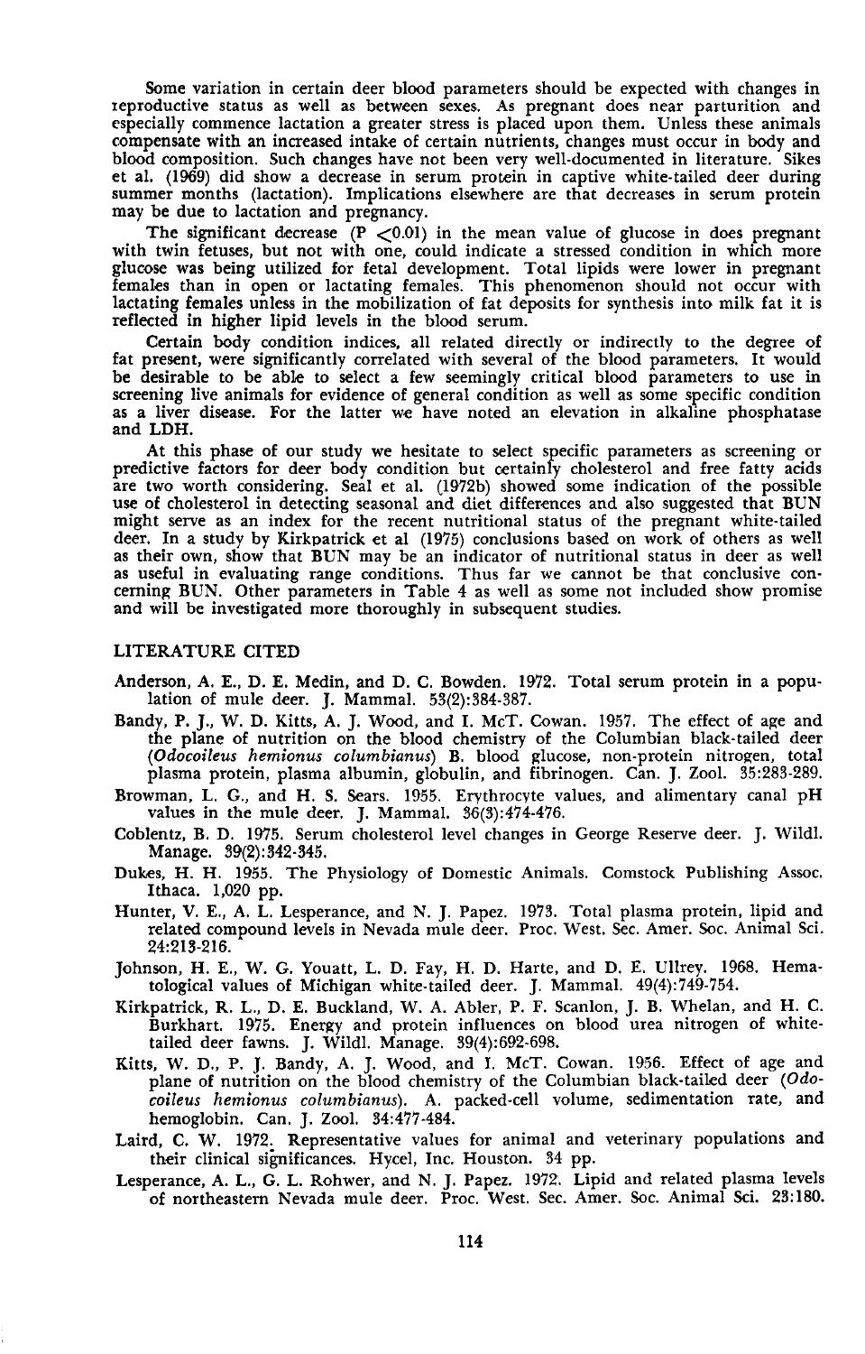Some variation in certain deer blood parameters should be expected with changes in reproductive status as well as between sexes. As pregnant does near parturition and especially commence lactation a greater stress is placed upon them. Unless these animals compensate with an increased intake of certain nutrients, changes must occur in body and blood composition. Such changes have not been very well-documented in literature. Sikes et al. (1969) did show a decrease in serum protein in captive white-tailed deer during summer months (lactation). Implications elsewhere are that decreases in serum protein may be due to lactation and pregnancy.

The significant decrease ($P < 0.01$) in the mean value of glucose in does pregnant with twin fetuses, but not with one, could indicate a stressed condition in which more glucose was being utilized for fetal development. Total lipids were lower in pregnant females than in open or lactating females. This phenomenon should not occur with lactating females unless in the mobilization of fat deposits for synthesis into milk fat it is reflected in higher lipid levels in the blood serum.

Certain body condition indices, all related directly or indirectly to the degree of fat present, were significantly correlated with several of the blood parameters. It would be desirable to be able to select a few seemingly critical blood parameters to use in screening live animals for evidence of general condition as well as some specific condition as a liver disease. For the latter we have noted an elevation in alkaline phosphatase and LDH.

At this phase of our study we hesitate to select specific parameters as screening or predictive factors for deer body condition but certainly cholesterol and free fatty acids are two worth considering. Seal et al. (1972b) showed some indication of the possible use of cholesterol in detecting seasonal and diet differences and also suggested that BUN might serve as an index for the recent nutritional status of the pregnant white-tailed deer. In a study by Kirkpatrick et al (1975) conclusions based on work of others as well as their own, show that BUN may be an indicator of nutritional status in deer as well as useful in evaluating range conditions. Thus far we cannot be that conclusive concerning BUN. Other parameters in Table 4 as well as some not included show promise and will be investigated more thoroughly in subsequent studies.

## LITERATURE CITED

Anderson, A. E., D. E. Medin, and D. C. Bowden. 1972. Total serum protein in a population of mule deer. J. Mammal. 53(2):384-387.

Bandy, P. J., W. D. Kitts, A. J. Wood, and I. McT. Cowan. 1957. The effect of age and the plane of nutrition on the blood chemistry of the Columbian black-tailed deer (*Odocoileus hemionus columbianus*) B. blood glucose, non-protein nitrogen, total plasma protein, plasma albumin, globulin, and fibrinogen. Can. J. Zool. 35:283-289.

Browman, L. G., and H. S. Sears. 1955. Erythrocyte values, and alimentary canal pH values in the mule deer. J. Mammal. 36(3):474-476.

Coblentz, B. D. 1975. Serum cholesterol level changes in George Reserve deer. J. Wildl. Manage. 39(2):342-345.

Dukes, H. H. 1955. The Physiology of Domestic Animals. Comstock Publishing Assoc. Ithaca. 1,020 pp.

Hunter, V. E., A. L. Lesperance, and N. J. Papez. 1973. Total plasma protein, lipid and related compound levels in Nevada mule deer. Proc. West. Sec. Amer. Soc. Animal Sci. 24:213-216.

Johnson, H. E., W. G. Youatt, L. D. Fay, H. D. Harte, and D. E. Ullrey. 1968. Hematological values of Michigan white-tailed deer. J. Mammal. 49(4):749-754.

Kirkpatrick, R. L., D. E. Buckland, W. A. Abler, P. F. Scanlon, J. B. Whelan, and H. C. Burkhart. 1975. Energy and protein influences on blood urea nitrogen of white-tailed deer fawns. J. Wildl. Manage. 39(4):692-698.

Kitts, W. D., P. J. Bandy, A. J. Wood, and I. McT. Cowan. 1956. Effect of age and plane of nutrition on the blood chemistry of the Columbian black-tailed deer (*Odocoileus hemionus columbianus*). A. packed-cell volume, sedimentation rate, and hemoglobin. Can. J. Zool. 34:477-484.

Laird, C. W. 1972. Representative values for animal and veterinary populations and their clinical significances. Hycel, Inc. Houston. 34 pp.

Lesperance, A. L., G. L. Rohwer, and N. J. Papez. 1972. Lipid and related plasma levels of northeastern Nevada mule deer. Proc. West. Sec. Amer. Soc. Animal Sci. 23:180.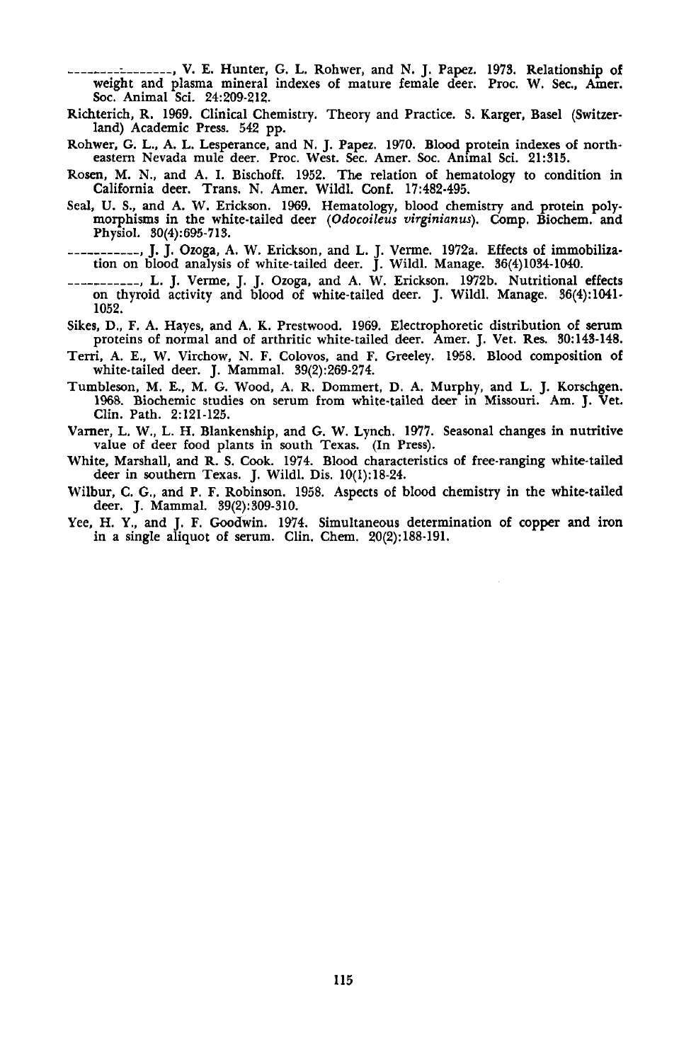_______________, V. E. Hunter, G. L. Rohwer, and N. J. Papez. 1973. Relationship of weight and plasma mineral indexes of mature female deer. Proc. W. Sec., Amer. Soc. Animal Sci. 24:209-212.

Richterich, R. 1969. Clinical Chemistry. Theory and Practice. S. Karger, Basel (Switzerland) Academic Press. 542 pp.

Rohwer, G. L., A. L. Lesperance, and N. J. Papez. 1970. Blood protein indexes of northeastern Nevada mule deer. Proc. West. Sec. Amer. Soc. Animal Sci. 21:315.

Rosen, M. N., and A. I. Bischoff. 1952. The relation of hematology to condition in California deer. Trans. N. Amer. Wildl. Conf. 17:482-495.

Seal, U. S., and A. W. Erickson. 1969. Hematology, blood chemistry and protein polymorphisms in the white-tailed deer (*Odocoileus virginianus*). Comp. Biochem. and Physiol. 30(4):695-713.

___________, J. J. Ozoga, A. W. Erickson, and L. J. Verme. 1972a. Effects of immobilization on blood analysis of white-tailed deer. J. Wildl. Manage. 36(4)1034-1040.

___________, L. J. Verme, J. J. Ozoga, and A. W. Erickson. 1972b. Nutritional effects on thyroid activity and blood of white-tailed deer. J. Wildl. Manage. 36(4):1041-1052.

Sikes, D., F. A. Hayes, and A. K. Prestwood. 1969. Electrophoretic distribution of serum proteins of normal and of arthritic white-tailed deer. Amer. J. Vet. Res. 30:143-148.

Terri, A. E., W. Virchow, N. F. Colovos, and F. Greeley. 1958. Blood composition of white-tailed deer. J. Mammal. 39(2):269-274.

Tumbleson, M. E., M. G. Wood, A. R. Dommert, D. A. Murphy, and L. J. Korschgen. 1968. Biochemic studies on serum from white-tailed deer in Missouri. Am. J. Vet. Clin. Path. 2:121-125.

Varner, L. W., L. H. Blankenship, and G. W. Lynch. 1977. Seasonal changes in nutritive value of deer food plants in south Texas. (In Press).

White, Marshall, and R. S. Cook. 1974. Blood characteristics of free-ranging white-tailed deer in southern Texas. J. Wildl. Dis. 10(1):18-24.

Wilbur, C. G., and P. F. Robinson. 1958. Aspects of blood chemistry in the white-tailed deer. J. Mammal. 39(2):309-310.

Yee, H. Y., and J. F. Goodwin. 1974. Simultaneous determination of copper and iron in a single aliquot of serum. Clin. Chem. 20(2):188-191.